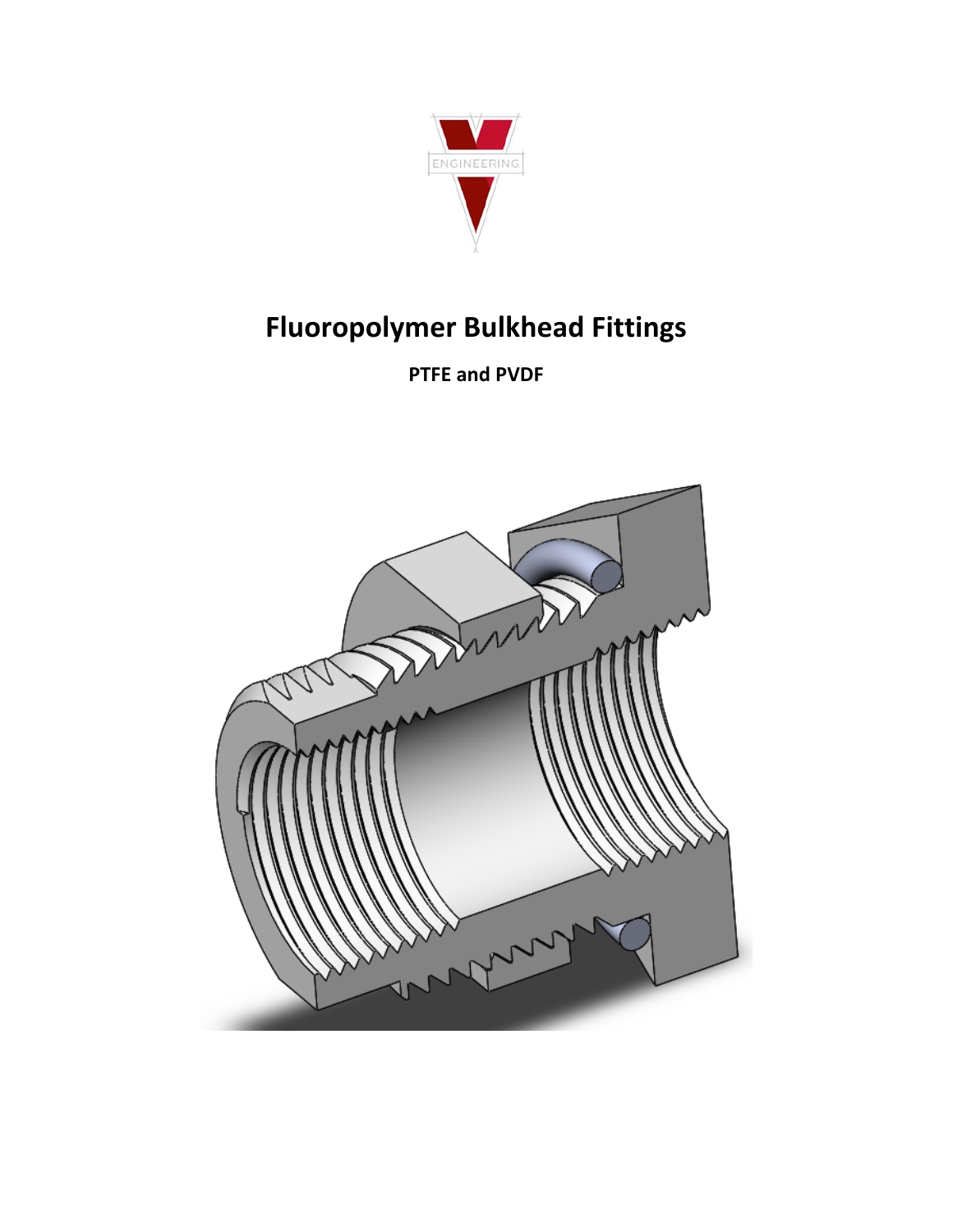# Fluoropolymer Bulkhead Fittings

**PTFE and PVDF**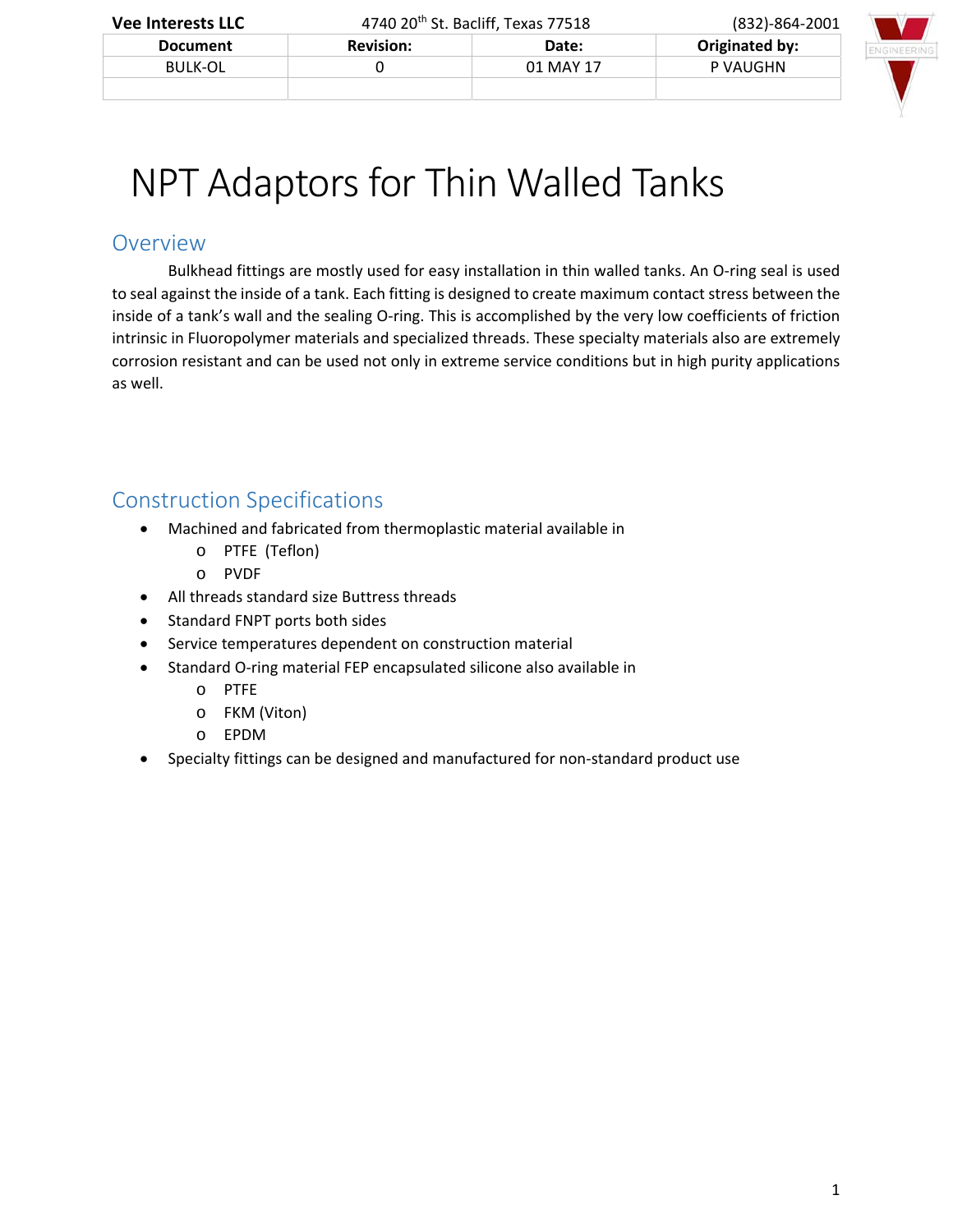| Vee Interests LLC | 4740 20th St. Bacliff, Texas 77518 | | (832)-864-2001 |
|---|---|---|---|
| **Document** | **Revision:** | **Date:** | **Originated by:** |
| BULK-OL | 0 | 01 MAY 17 | P VAUGHN |
| | | | |

# NPT Adaptors for Thin Walled Tanks

## Overview

Bulkhead fittings are mostly used for easy installation in thin walled tanks. An O-ring seal is used to seal against the inside of a tank. Each fitting is designed to create maximum contact stress between the inside of a tank's wall and the sealing O-ring. This is accomplished by the very low coefficients of friction intrinsic in Fluoropolymer materials and specialized threads. These specialty materials also are extremely corrosion resistant and can be used not only in extreme service conditions but in high purity applications as well.

## Construction Specifications

- Machined and fabricated from thermoplastic material available in
  - PTFE (Teflon)
  - PVDF
- All threads standard size Buttress threads
- Standard FNPT ports both sides
- Service temperatures dependent on construction material
- Standard O-ring material FEP encapsulated silicone also available in
  - PTFE
  - FKM (Viton)
  - EPDM
- Specialty fittings can be designed and manufactured for non-standard product use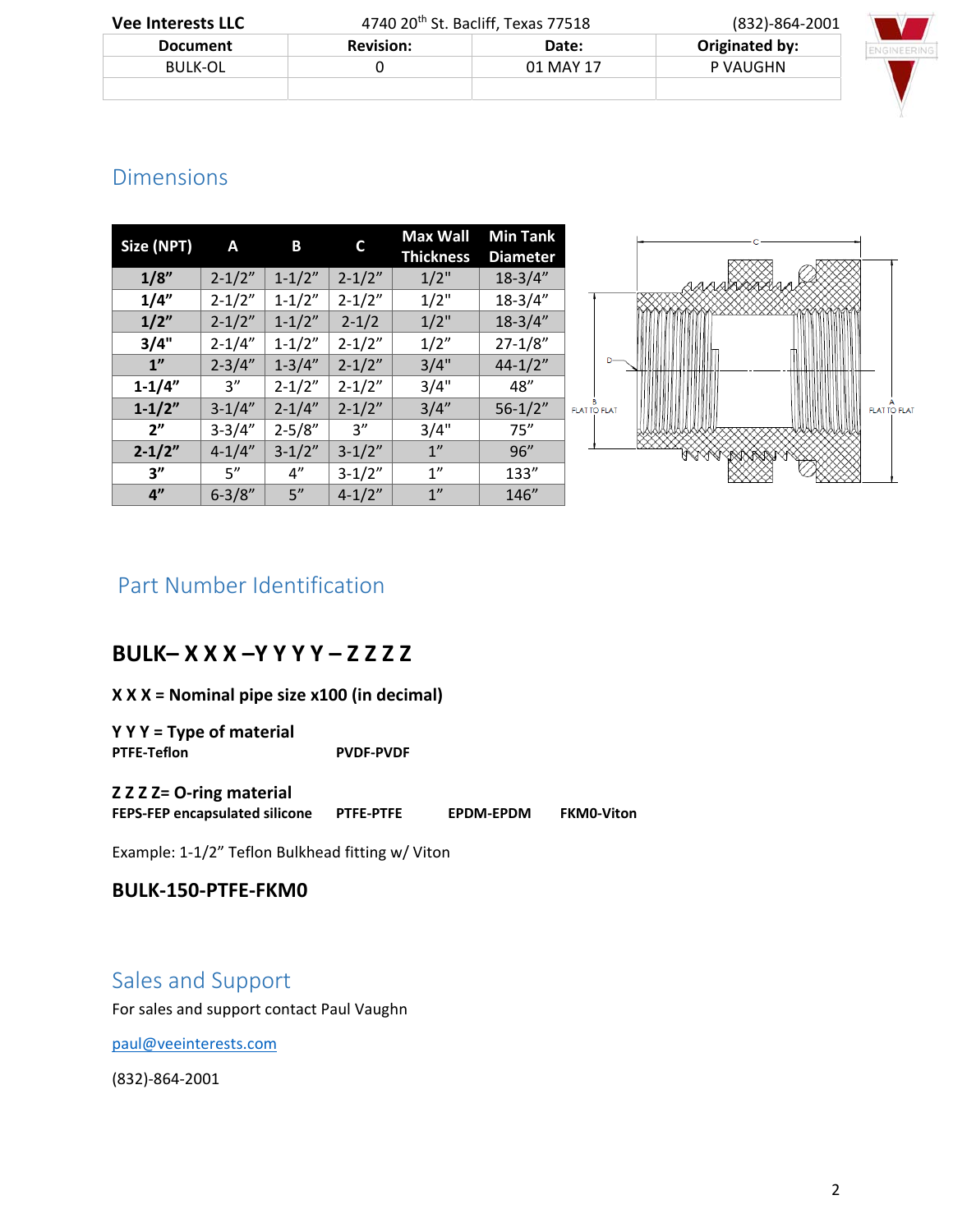| Vee Interests LLC | 4740 20th St. Bacliff, Texas 77518 | | (832)-864-2001 |
|---|---|---|---|
| **Document** | **Revision:** | **Date:** | **Originated by:** |
| BULK-OL | 0 | 01 MAY 17 | P VAUGHN |

## Dimensions

| Size (NPT) | A | B | C | Max Wall Thickness | Min Tank Diameter |
|---|---|---|---|---|---|
| **1/8"** | 2-1/2" | 1-1/2" | 2-1/2" | 1/2" | 18-3/4" |
| **1/4"** | 2-1/2" | 1-1/2" | 2-1/2" | 1/2" | 18-3/4" |
| **1/2"** | 2-1/2" | 1-1/2" | 2-1/2 | 1/2" | 18-3/4" |
| **3/4"** | 2-1/4" | 1-1/2" | 2-1/2" | 1/2" | 27-1/8" |
| **1"** | 2-3/4" | 1-3/4" | 2-1/2" | 3/4" | 44-1/2" |
| **1-1/4"** | 3" | 2-1/2" | 2-1/2" | 3/4" | 48" |
| **1-1/2"** | 3-1/4" | 2-1/4" | 2-1/2" | 3/4" | 56-1/2" |
| **2"** | 3-3/4" | 2-5/8" | 3" | 3/4" | 75" |
| **2-1/2"** | 4-1/4" | 3-1/2" | 3-1/2" | 1" | 96" |
| **3"** | 5" | 4" | 3-1/2" | 1" | 133" |
| **4"** | 6-3/8" | 5" | 4-1/2" | 1" | 146" |

C

D

B
FLAT TO FLAT

A
FLAT TO FLAT

## Part Number Identification

### BULK– X X X –Y Y Y Y – Z Z Z Z

**X X X = Nominal pipe size x100 (in decimal)**

**Y Y Y = Type of material**

**PTFE-Teflon** **PVDF-PVDF**

**Z Z Z Z= O-ring material**

**FEPS-FEP encapsulated silicone** **PTFE-PTFE** **EPDM-EPDM** **FKM0-Viton**

Example: 1-1/2" Teflon Bulkhead fitting w/ Viton

**BULK-150-PTFE-FKM0**

## Sales and Support

For sales and support contact Paul Vaughn

paul@veeinterests.com

(832)-864-2001